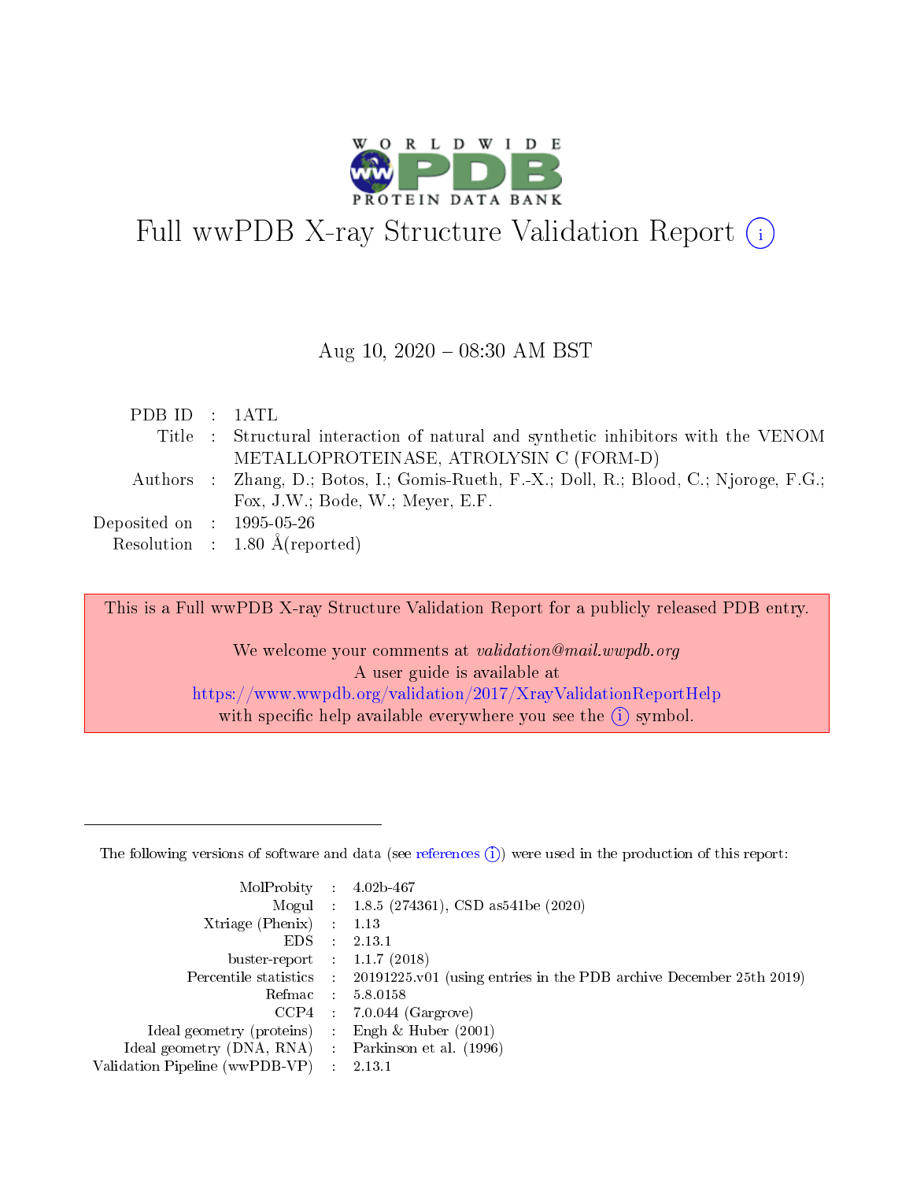# Full wwPDB X-ray Structure Validation Report (i)

Aug 10, 2020 – 08:30 AM BST

| | | |
|---|---|---|
| PDB ID | : | 1ATL |
| Title | : | Structural interaction of natural and synthetic inhibitors with the VENOM METALLOPROTEINASE, ATROLYSIN C (FORM-D) |
| Authors | : | Zhang, D.; Botos, I.; Gomis-Rueth, F.-X.; Doll, R.; Blood, C.; Njoroge, F.G.; Fox, J.W.; Bode, W.; Meyer, E.F. |
| Deposited on | : | 1995-05-26 |
| Resolution | : | 1.80 Å(reported) |

This is a Full wwPDB X-ray Structure Validation Report for a publicly released PDB entry.

We welcome your comments at *validation@mail.wwpdb.org*
A user guide is available at
https://www.wwpdb.org/validation/2017/XrayValidationReportHelp
with specific help available everywhere you see the (i) symbol.

The following versions of software and data (see references (i)) were used in the production of this report:

| | | |
|---|---|---|
| MolProbity | : | 4.02b-467 |
| Mogul | : | 1.8.5 (274361), CSD as541be (2020) |
| Xtriage (Phenix) | : | 1.13 |
| EDS | : | 2.13.1 |
| buster-report | : | 1.1.7 (2018) |
| Percentile statistics | : | 20191225.v01 (using entries in the PDB archive December 25th 2019) |
| Refmac | : | 5.8.0158 |
| CCP4 | : | 7.0.044 (Gargrove) |
| Ideal geometry (proteins) | : | Engh & Huber (2001) |
| Ideal geometry (DNA, RNA) | : | Parkinson et al. (1996) |
| Validation Pipeline (wwPDB-VP) | : | 2.13.1 |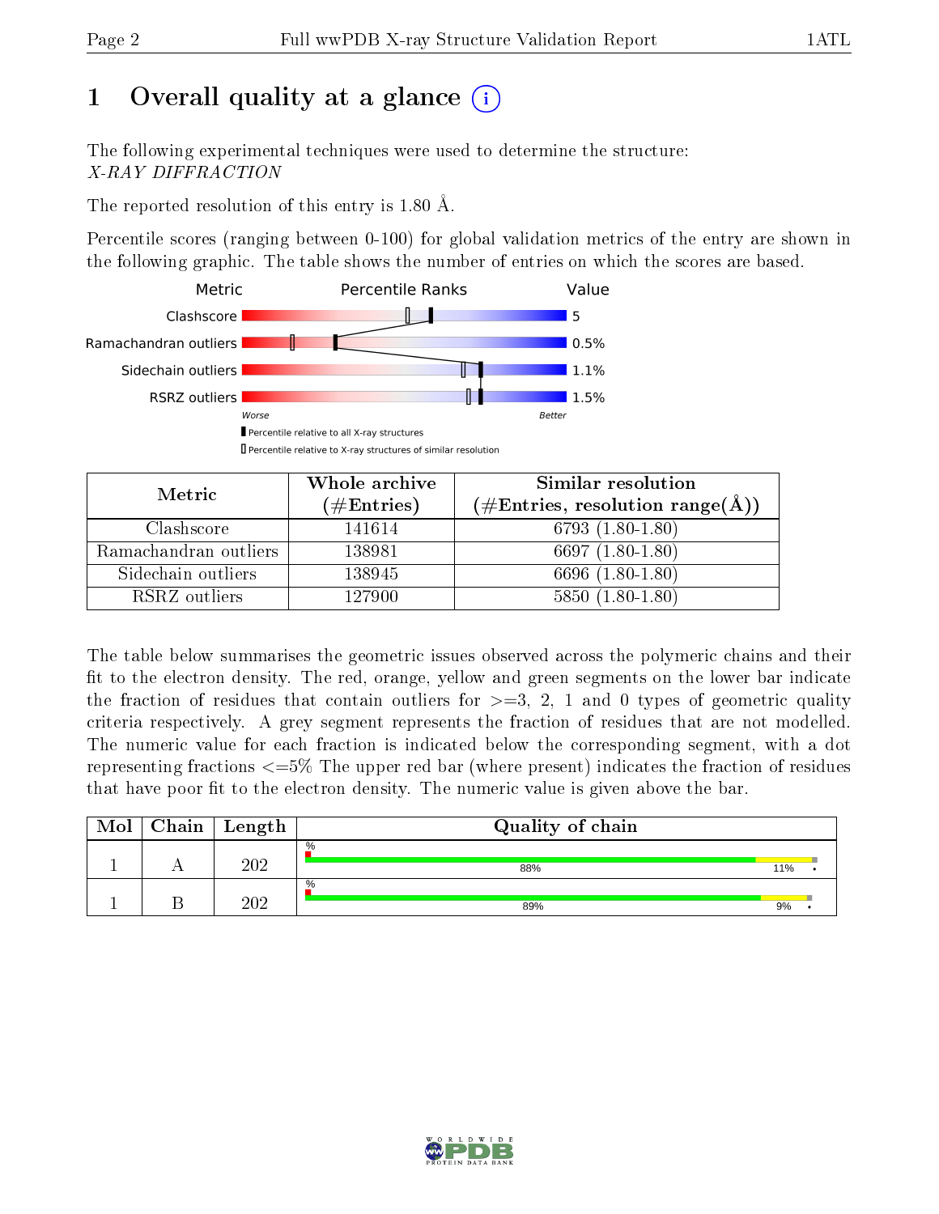# 1 Overall quality at a glance (i)

The following experimental techniques were used to determine the structure:
*X-RAY DIFFRACTION*

The reported resolution of this entry is 1.80 Å.

Percentile scores (ranging between 0-100) for global validation metrics of the entry are shown in the following graphic. The table shows the number of entries on which the scores are based.

| Metric | Percentile Ranks | Value |
|---|---|---|
| Clashscore | | 5 |
| Ramachandran outliers | | 0.5% |
| Sidechain outliers | | 1.1% |
| RSRZ outliers | | 1.5% |

Worse — Better

▮ Percentile relative to all X-ray structures
▯ Percentile relative to X-ray structures of similar resolution

| Metric | Whole archive (#Entries) | Similar resolution (#Entries, resolution range(Å)) |
|---|---|---|
| Clashscore | 141614 | 6793 (1.80-1.80) |
| Ramachandran outliers | 138981 | 6697 (1.80-1.80) |
| Sidechain outliers | 138945 | 6696 (1.80-1.80) |
| RSRZ outliers | 127900 | 5850 (1.80-1.80) |

The table below summarises the geometric issues observed across the polymeric chains and their fit to the electron density. The red, orange, yellow and green segments on the lower bar indicate the fraction of residues that contain outliers for >=3, 2, 1 and 0 types of geometric quality criteria respectively. A grey segment represents the fraction of residues that are not modelled. The numeric value for each fraction is indicated below the corresponding segment, with a dot representing fractions <=5% The upper red bar (where present) indicates the fraction of residues that have poor fit to the electron density. The numeric value is given above the bar.

| Mol | Chain | Length | Quality of chain |
|---|---|---|---|
| 1 | A | 202 | % — 88%, 11%, • |
| 1 | B | 202 | % — 89%, 9%, • |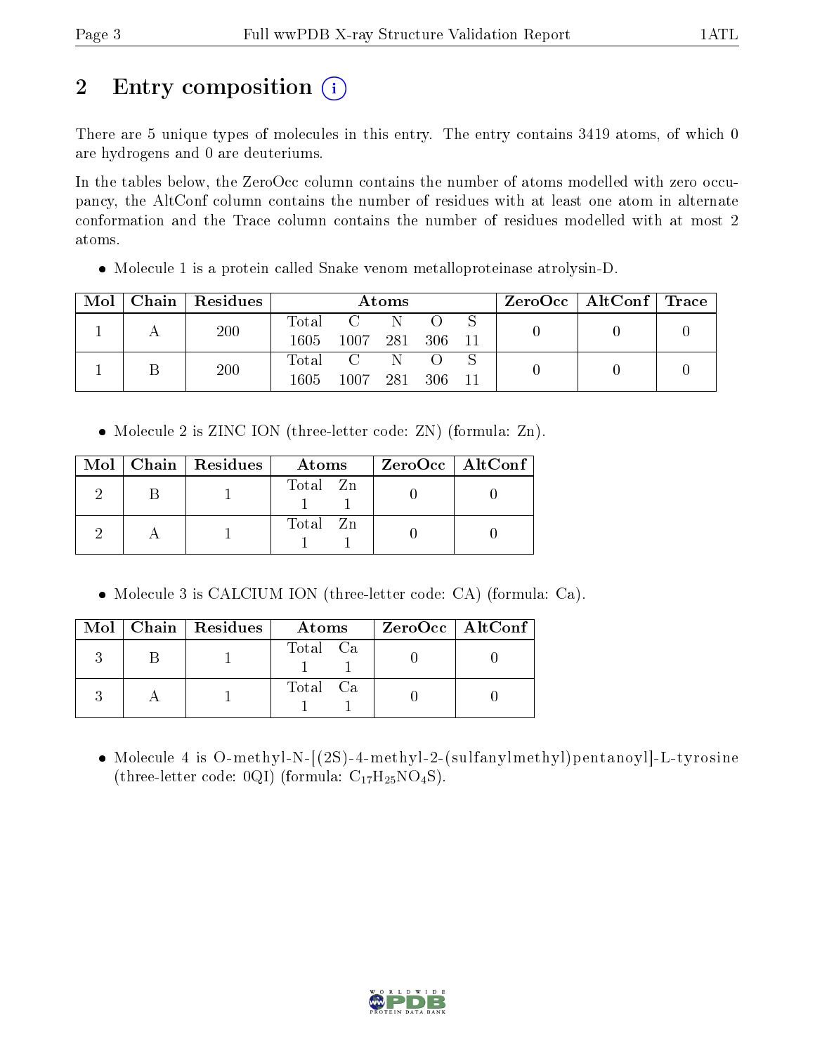# 2 Entry composition (i)

There are 5 unique types of molecules in this entry. The entry contains 3419 atoms, of which 0 are hydrogens and 0 are deuteriums.

In the tables below, the ZeroOcc column contains the number of atoms modelled with zero occupancy, the AltConf column contains the number of residues with at least one atom in alternate conformation and the Trace column contains the number of residues modelled with at most 2 atoms.

- Molecule 1 is a protein called Snake venom metalloproteinase atrolysin-D.

| Mol | Chain | Residues | Atoms | | | | | ZeroOcc | AltConf | Trace |
|---|---|---|---|---|---|---|---|---|---|---|
| 1 | A | 200 | Total<br>1605 | C<br>1007 | N<br>281 | O<br>306 | S<br>11 | 0 | 0 | 0 |
| 1 | B | 200 | Total<br>1605 | C<br>1007 | N<br>281 | O<br>306 | S<br>11 | 0 | 0 | 0 |

- Molecule 2 is ZINC ION (three-letter code: ZN) (formula: Zn).

| Mol | Chain | Residues | Atoms | | ZeroOcc | AltConf |
|---|---|---|---|---|---|---|
| 2 | B | 1 | Total<br>1 | Zn<br>1 | 0 | 0 |
| 2 | A | 1 | Total<br>1 | Zn<br>1 | 0 | 0 |

- Molecule 3 is CALCIUM ION (three-letter code: CA) (formula: Ca).

| Mol | Chain | Residues | Atoms | | ZeroOcc | AltConf |
|---|---|---|---|---|---|---|
| 3 | B | 1 | Total<br>1 | Ca<br>1 | 0 | 0 |
| 3 | A | 1 | Total<br>1 | Ca<br>1 | 0 | 0 |

- Molecule 4 is O-methyl-N-[(2S)-4-methyl-2-(sulfanylmethyl)pentanoyl]-L-tyrosine (three-letter code: 0QI) (formula: $C_{17}H_{25}NO_4S$).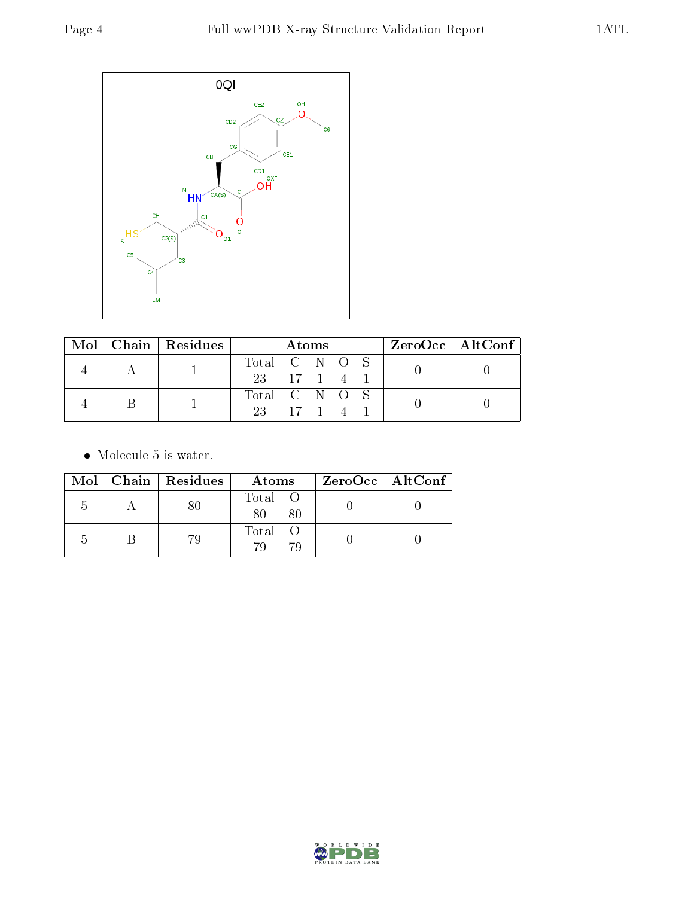| Mol | Chain | Residues | Atoms | | | | | ZeroOcc | AltConf |
|---|---|---|---|---|---|---|---|---|---|
| 4 | A | 1 | Total 23 | C 17 | N 1 | O 4 | S 1 | 0 | 0 |
| 4 | B | 1 | Total 23 | C 17 | N 1 | O 4 | S 1 | 0 | 0 |

- Molecule 5 is water.

| Mol | Chain | Residues | Atoms | | ZeroOcc | AltConf |
|---|---|---|---|---|---|---|
| 5 | A | 80 | Total 80 | O 80 | 0 | 0 |
| 5 | B | 79 | Total 79 | O 79 | 0 | 0 |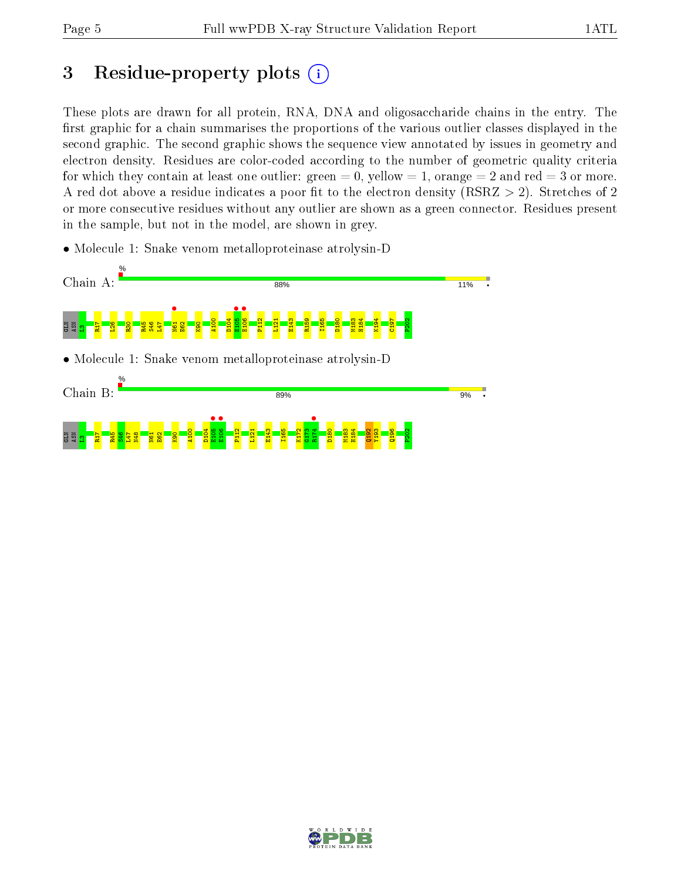# 3 Residue-property plots

These plots are drawn for all protein, RNA, DNA and oligosaccharide chains in the entry. The first graphic for a chain summarises the proportions of the various outlier classes displayed in the second graphic. The second graphic shows the sequence view annotated by issues in geometry and electron density. Residues are color-coded according to the number of geometric quality criteria for which they contain at least one outlier: green = 0, yellow = 1, orange = 2 and red = 3 or more. A red dot above a residue indicates a poor fit to the electron density (RSRZ > 2). Stretches of 2 or more consecutive residues without any outlier are shown as a green connector. Residues present in the sample, but not in the model, are shown in grey.

- Molecule 1: Snake venom metalloproteinase atrolysin-D

Chain A: % 88% 11% •

GLN ASN L3 R17 L26 R30 R45 S46 L47 N61 E62 K90 A100 D104 E105 E106 P112 L121 E143 R159 I165 D180 M183 H184 K194 C197 P202

- Molecule 1: Snake venom metalloproteinase atrolysin-D

Chain B: % 89% 9% •

GLN ASN L3 R17 R45 S46 L47 N48 N61 E62 K90 A100 D104 E105 E106 P112 L121 E143 I165 K172 G173 R174 D180 M183 H184 Q192 Y193 Q196 P202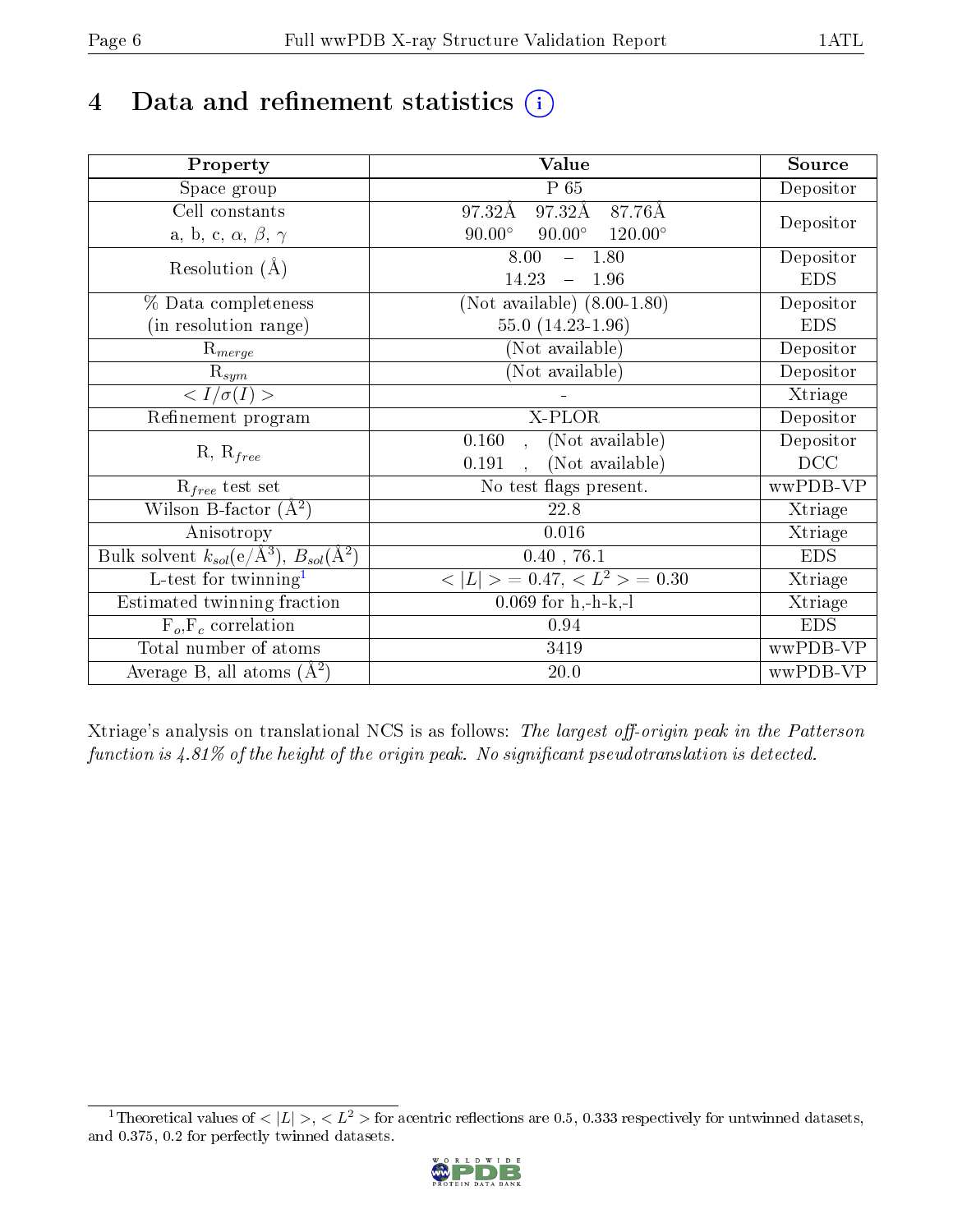# 4 Data and refinement statistics ⓘ

| Property | Value | Source |
|---|---|---|
| Space group | P 65 | Depositor |
| Cell constants<br>a, b, c, $\alpha$, $\beta$, $\gamma$ | 97.32Å 97.32Å 87.76Å<br>90.00° 90.00° 120.00° | Depositor |
| Resolution (Å) | 8.00 – 1.80<br>14.23 – 1.96 | Depositor<br>EDS |
| % Data completeness<br>(in resolution range) | (Not available) (8.00-1.80)<br>55.0 (14.23-1.96) | Depositor<br>EDS |
| $R_{merge}$ | (Not available) | Depositor |
| $R_{sym}$ | (Not available) | Depositor |
| $< I/\sigma(I) >$ | - | Xtriage |
| Refinement program | X-PLOR | Depositor |
| R, $R_{free}$ | 0.160 , (Not available)<br>0.191 , (Not available) | Depositor<br>DCC |
| $R_{free}$ test set | No test flags present. | wwPDB-VP |
| Wilson B-factor (Å$^2$) | 22.8 | Xtriage |
| Anisotropy | 0.016 | Xtriage |
| Bulk solvent $k_{sol}$(e/Å$^3$), $B_{sol}$(Å$^2$) | 0.40 , 76.1 | EDS |
| L-test for twinning[1] | $< \|L\| > = 0.47$, $< L^2 > = 0.30$ | Xtriage |
| Estimated twinning fraction | 0.069 for h,-h-k,-l | Xtriage |
| $F_o$,$F_c$ correlation | 0.94 | EDS |
| Total number of atoms | 3419 | wwPDB-VP |
| Average B, all atoms (Å$^2$) | 20.0 | wwPDB-VP |

Xtriage's analysis on translational NCS is as follows: *The largest off-origin peak in the Patterson function is 4.81% of the height of the origin peak. No significant pseudotranslation is detected.*

[1] Theoretical values of $< |L| >$, $< L^2 >$ for acentric reflections are 0.5, 0.333 respectively for untwinned datasets, and 0.375, 0.2 for perfectly twinned datasets.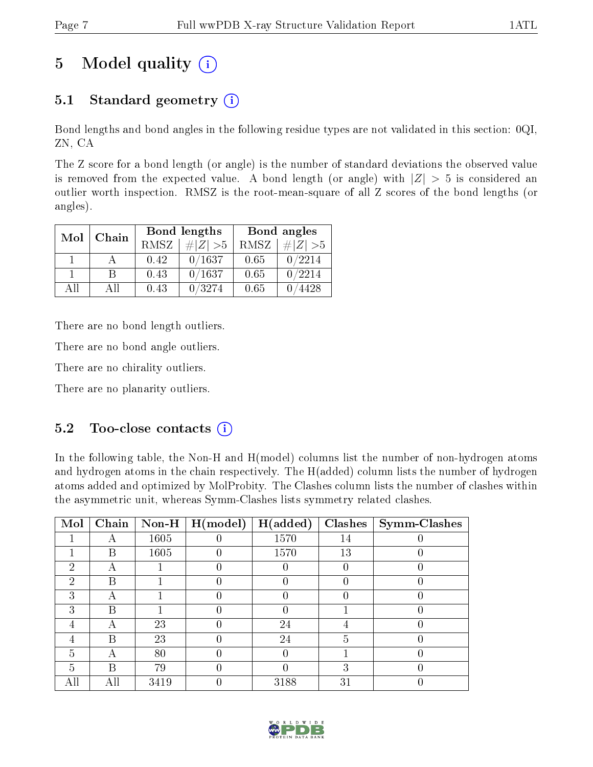# 5 Model quality

## 5.1 Standard geometry

Bond lengths and bond angles in the following residue types are not validated in this section: 0QI, ZN, CA

The Z score for a bond length (or angle) is the number of standard deviations the observed value is removed from the expected value. A bond length (or angle) with $|Z| > 5$ is considered an outlier worth inspection. RMSZ is the root-mean-square of all Z scores of the bond lengths (or angles).

| Mol | Chain | Bond lengths | | Bond angles | |
|---|---|---|---|---|---|
| | | RMSZ | #$\|Z\|$ >5 | RMSZ | #$\|Z\|$ >5 |
| 1 | A | 0.42 | 0/1637 | 0.65 | 0/2214 |
| 1 | B | 0.43 | 0/1637 | 0.65 | 0/2214 |
| All | All | 0.43 | 0/3274 | 0.65 | 0/4428 |

There are no bond length outliers.

There are no bond angle outliers.

There are no chirality outliers.

There are no planarity outliers.

## 5.2 Too-close contacts

In the following table, the Non-H and H(model) columns list the number of non-hydrogen atoms and hydrogen atoms in the chain respectively. The H(added) column lists the number of hydrogen atoms added and optimized by MolProbity. The Clashes column lists the number of clashes within the asymmetric unit, whereas Symm-Clashes lists symmetry related clashes.

| Mol | Chain | Non-H | H(model) | H(added) | Clashes | Symm-Clashes |
|---|---|---|---|---|---|---|
| 1 | A | 1605 | 0 | 1570 | 14 | 0 |
| 1 | B | 1605 | 0 | 1570 | 13 | 0 |
| 2 | A | 1 | 0 | 0 | 0 | 0 |
| 2 | B | 1 | 0 | 0 | 0 | 0 |
| 3 | A | 1 | 0 | 0 | 0 | 0 |
| 3 | B | 1 | 0 | 0 | 1 | 0 |
| 4 | A | 23 | 0 | 24 | 4 | 0 |
| 4 | B | 23 | 0 | 24 | 5 | 0 |
| 5 | A | 80 | 0 | 0 | 1 | 0 |
| 5 | B | 79 | 0 | 0 | 3 | 0 |
| All | All | 3419 | 0 | 3188 | 31 | 0 |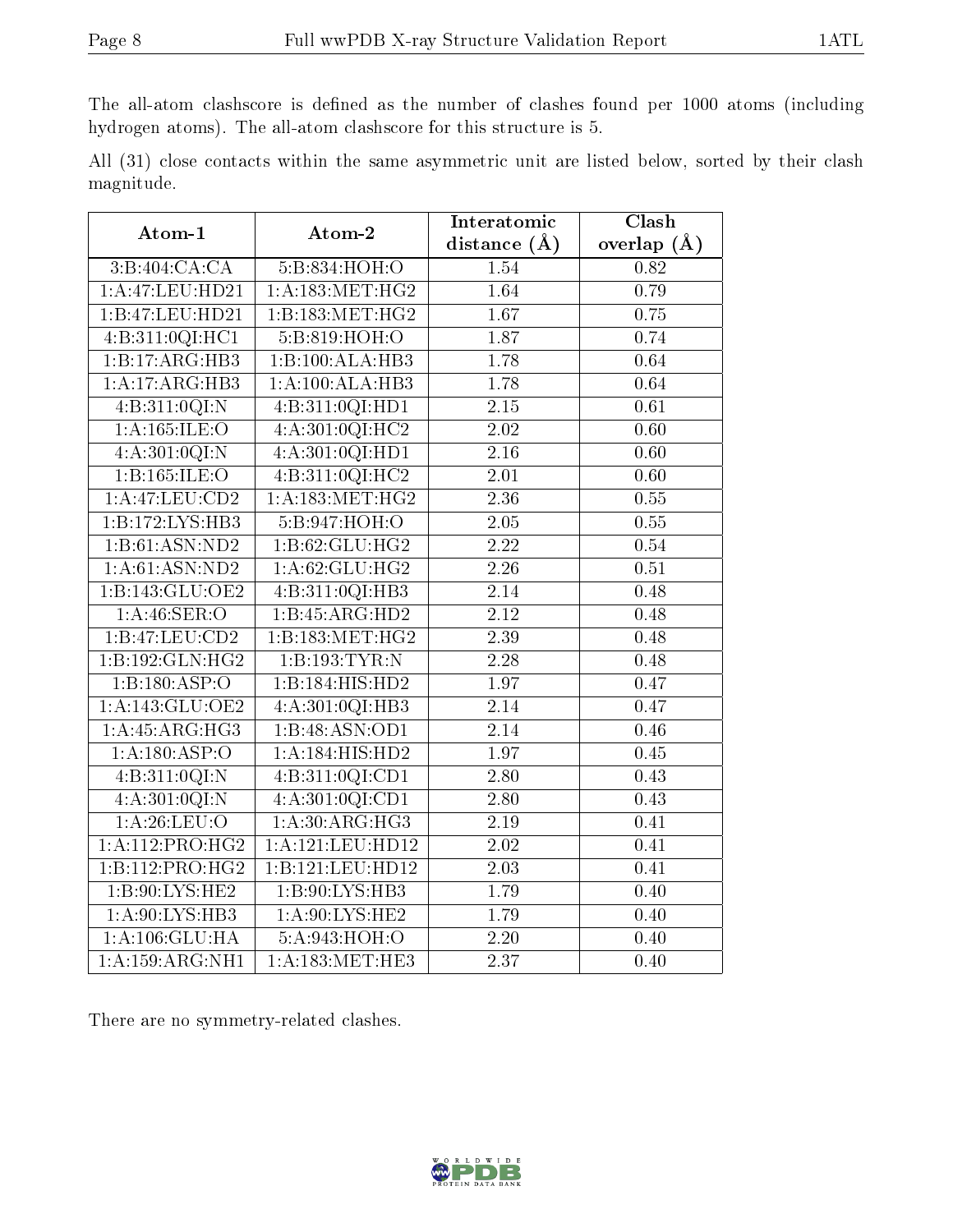The all-atom clashscore is defined as the number of clashes found per 1000 atoms (including hydrogen atoms). The all-atom clashscore for this structure is 5.

All (31) close contacts within the same asymmetric unit are listed below, sorted by their clash magnitude.

| Atom-1 | Atom-2 | Interatomic distance (Å) | Clash overlap (Å) |
|---|---|---|---|
| 3:B:404:CA:CA | 5:B:834:HOH:O | 1.54 | 0.82 |
| 1:A:47:LEU:HD21 | 1:A:183:MET:HG2 | 1.64 | 0.79 |
| 1:B:47:LEU:HD21 | 1:B:183:MET:HG2 | 1.67 | 0.75 |
| 4:B:311:0QI:HC1 | 5:B:819:HOH:O | 1.87 | 0.74 |
| 1:B:17:ARG:HB3 | 1:B:100:ALA:HB3 | 1.78 | 0.64 |
| 1:A:17:ARG:HB3 | 1:A:100:ALA:HB3 | 1.78 | 0.64 |
| 4:B:311:0QI:N | 4:B:311:0QI:HD1 | 2.15 | 0.61 |
| 1:A:165:ILE:O | 4:A:301:0QI:HC2 | 2.02 | 0.60 |
| 4:A:301:0QI:N | 4:A:301:0QI:HD1 | 2.16 | 0.60 |
| 1:B:165:ILE:O | 4:B:311:0QI:HC2 | 2.01 | 0.60 |
| 1:A:47:LEU:CD2 | 1:A:183:MET:HG2 | 2.36 | 0.55 |
| 1:B:172:LYS:HB3 | 5:B:947:HOH:O | 2.05 | 0.55 |
| 1:B:61:ASN:ND2 | 1:B:62:GLU:HG2 | 2.22 | 0.54 |
| 1:A:61:ASN:ND2 | 1:A:62:GLU:HG2 | 2.26 | 0.51 |
| 1:B:143:GLU:OE2 | 4:B:311:0QI:HB3 | 2.14 | 0.48 |
| 1:A:46:SER:O | 1:B:45:ARG:HD2 | 2.12 | 0.48 |
| 1:B:47:LEU:CD2 | 1:B:183:MET:HG2 | 2.39 | 0.48 |
| 1:B:192:GLN:HG2 | 1:B:193:TYR:N | 2.28 | 0.48 |
| 1:B:180:ASP:O | 1:B:184:HIS:HD2 | 1.97 | 0.47 |
| 1:A:143:GLU:OE2 | 4:A:301:0QI:HB3 | 2.14 | 0.47 |
| 1:A:45:ARG:HG3 | 1:B:48:ASN:OD1 | 2.14 | 0.46 |
| 1:A:180:ASP:O | 1:A:184:HIS:HD2 | 1.97 | 0.45 |
| 4:B:311:0QI:N | 4:B:311:0QI:CD1 | 2.80 | 0.43 |
| 4:A:301:0QI:N | 4:A:301:0QI:CD1 | 2.80 | 0.43 |
| 1:A:26:LEU:O | 1:A:30:ARG:HG3 | 2.19 | 0.41 |
| 1:A:112:PRO:HG2 | 1:A:121:LEU:HD12 | 2.02 | 0.41 |
| 1:B:112:PRO:HG2 | 1:B:121:LEU:HD12 | 2.03 | 0.41 |
| 1:B:90:LYS:HE2 | 1:B:90:LYS:HB3 | 1.79 | 0.40 |
| 1:A:90:LYS:HB3 | 1:A:90:LYS:HE2 | 1.79 | 0.40 |
| 1:A:106:GLU:HA | 5:A:943:HOH:O | 2.20 | 0.40 |
| 1:A:159:ARG:NH1 | 1:A:183:MET:HE3 | 2.37 | 0.40 |

There are no symmetry-related clashes.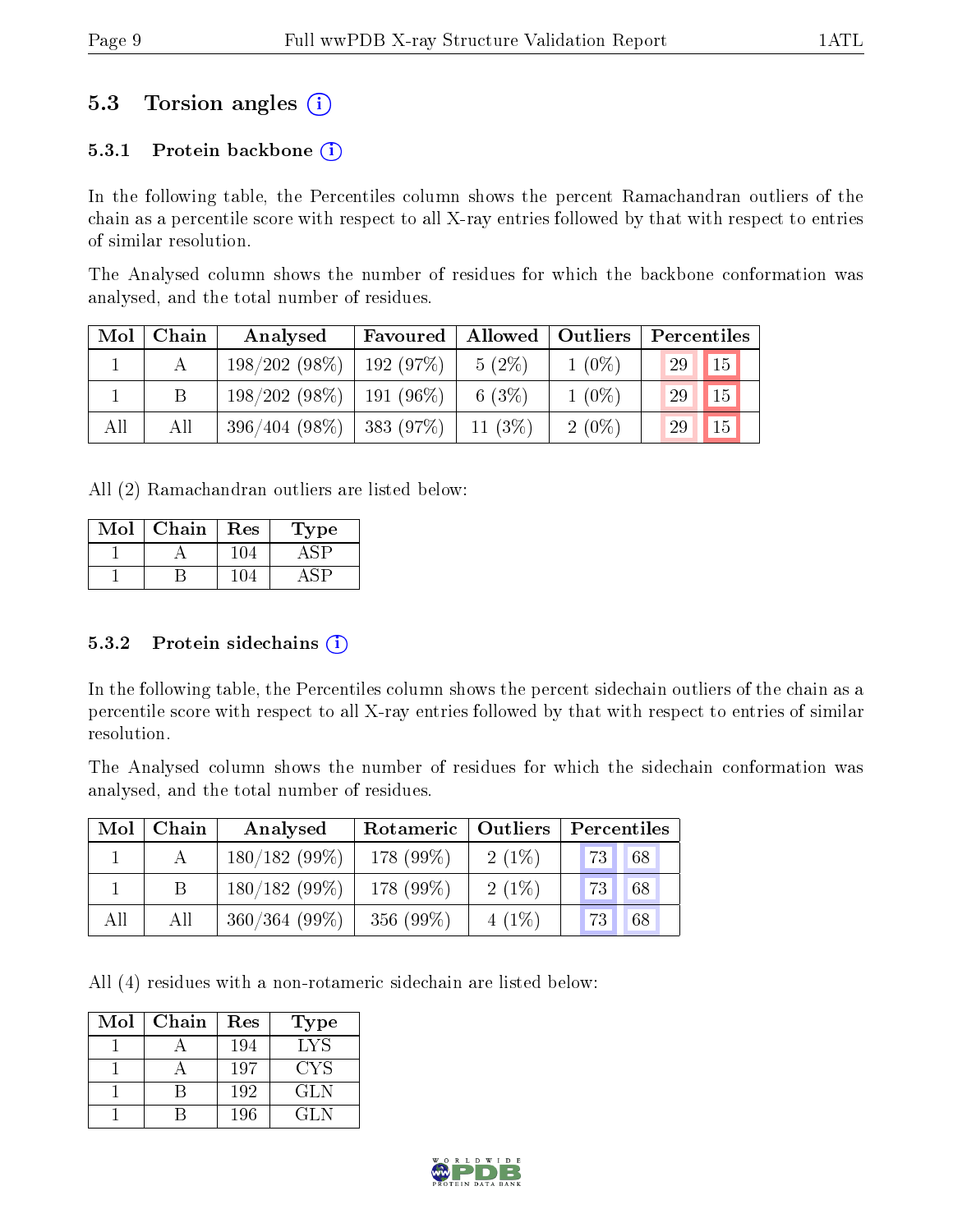## 5.3 Torsion angles (i)

### 5.3.1 Protein backbone (i)

In the following table, the Percentiles column shows the percent Ramachandran outliers of the chain as a percentile score with respect to all X-ray entries followed by that with respect to entries of similar resolution.

The Analysed column shows the number of residues for which the backbone conformation was analysed, and the total number of residues.

| Mol | Chain | Analysed | Favoured | Allowed | Outliers | Percentiles | |
|---|---|---|---|---|---|---|---|
| 1 | A | 198/202 (98%) | 192 (97%) | 5 (2%) | 1 (0%) | 29 | 15 |
| 1 | B | 198/202 (98%) | 191 (96%) | 6 (3%) | 1 (0%) | 29 | 15 |
| All | All | 396/404 (98%) | 383 (97%) | 11 (3%) | 2 (0%) | 29 | 15 |

All (2) Ramachandran outliers are listed below:

| Mol | Chain | Res | Type |
|---|---|---|---|
| 1 | A | 104 | ASP |
| 1 | B | 104 | ASP |

### 5.3.2 Protein sidechains (i)

In the following table, the Percentiles column shows the percent sidechain outliers of the chain as a percentile score with respect to all X-ray entries followed by that with respect to entries of similar resolution.

The Analysed column shows the number of residues for which the sidechain conformation was analysed, and the total number of residues.

| Mol | Chain | Analysed | Rotameric | Outliers | Percentiles | |
|---|---|---|---|---|---|---|
| 1 | A | 180/182 (99%) | 178 (99%) | 2 (1%) | 73 | 68 |
| 1 | B | 180/182 (99%) | 178 (99%) | 2 (1%) | 73 | 68 |
| All | All | 360/364 (99%) | 356 (99%) | 4 (1%) | 73 | 68 |

All (4) residues with a non-rotameric sidechain are listed below:

| Mol | Chain | Res | Type |
|---|---|---|---|
| 1 | A | 194 | LYS |
| 1 | A | 197 | CYS |
| 1 | B | 192 | GLN |
| 1 | B | 196 | GLN |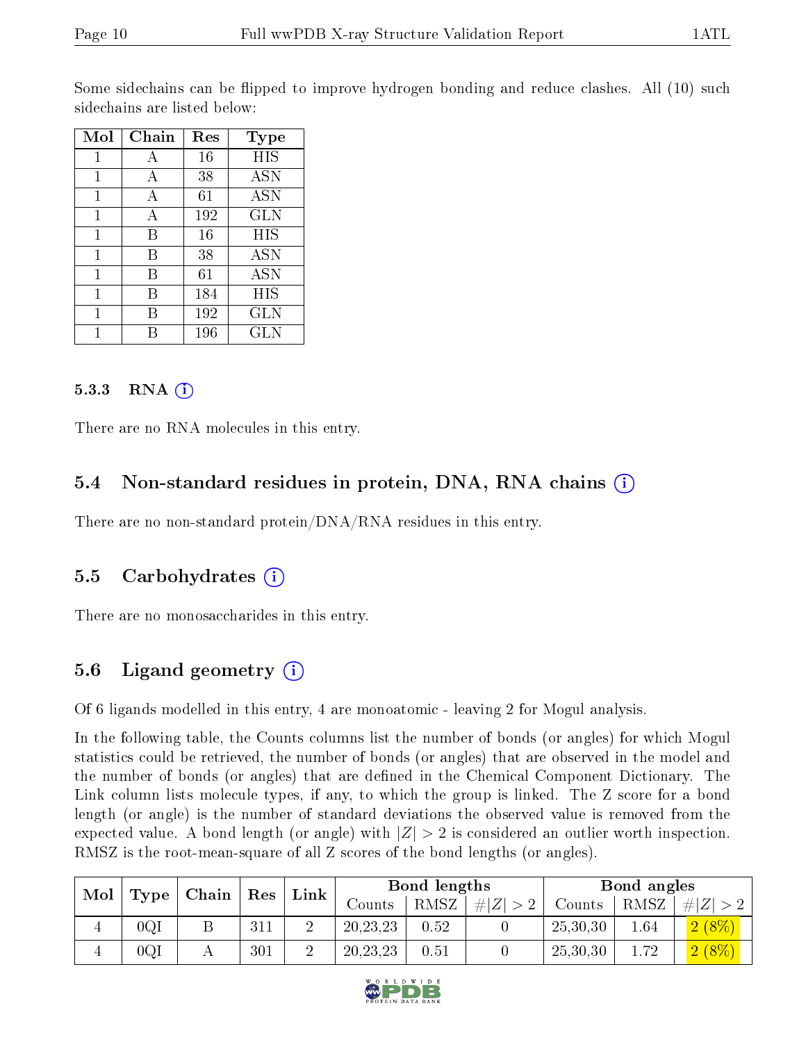Some sidechains can be flipped to improve hydrogen bonding and reduce clashes. All (10) such sidechains are listed below:

| Mol | Chain | Res | Type |
|---|---|---|---|
| 1 | A | 16 | HIS |
| 1 | A | 38 | ASN |
| 1 | A | 61 | ASN |
| 1 | A | 192 | GLN |
| 1 | B | 16 | HIS |
| 1 | B | 38 | ASN |
| 1 | B | 61 | ASN |
| 1 | B | 184 | HIS |
| 1 | B | 192 | GLN |
| 1 | B | 196 | GLN |

#### 5.3.3 RNA ⓘ

There are no RNA molecules in this entry.

### 5.4 Non-standard residues in protein, DNA, RNA chains ⓘ

There are no non-standard protein/DNA/RNA residues in this entry.

### 5.5 Carbohydrates ⓘ

There are no monosaccharides in this entry.

### 5.6 Ligand geometry ⓘ

Of 6 ligands modelled in this entry, 4 are monoatomic - leaving 2 for Mogul analysis.

In the following table, the Counts columns list the number of bonds (or angles) for which Mogul statistics could be retrieved, the number of bonds (or angles) that are observed in the model and the number of bonds (or angles) that are defined in the Chemical Component Dictionary. The Link column lists molecule types, if any, to which the group is linked. The Z score for a bond length (or angle) is the number of standard deviations the observed value is removed from the expected value. A bond length (or angle) with $|Z| > 2$ is considered an outlier worth inspection. RMSZ is the root-mean-square of all Z scores of the bond lengths (or angles).

| Mol | Type | Chain | Res | Link | Bond lengths | | | Bond angles | | |
|---|---|---|---|---|---|---|---|---|---|---|
| | | | | | Counts | RMSZ | $\#\|Z\| > 2$ | Counts | RMSZ | $\#\|Z\| > 2$ |
| 4 | 0QI | B | 311 | 2 | 20,23,23 | 0.52 | 0 | 25,30,30 | 1.64 | 2 (8%) |
| 4 | 0QI | A | 301 | 2 | 20,23,23 | 0.51 | 0 | 25,30,30 | 1.72 | 2 (8%) |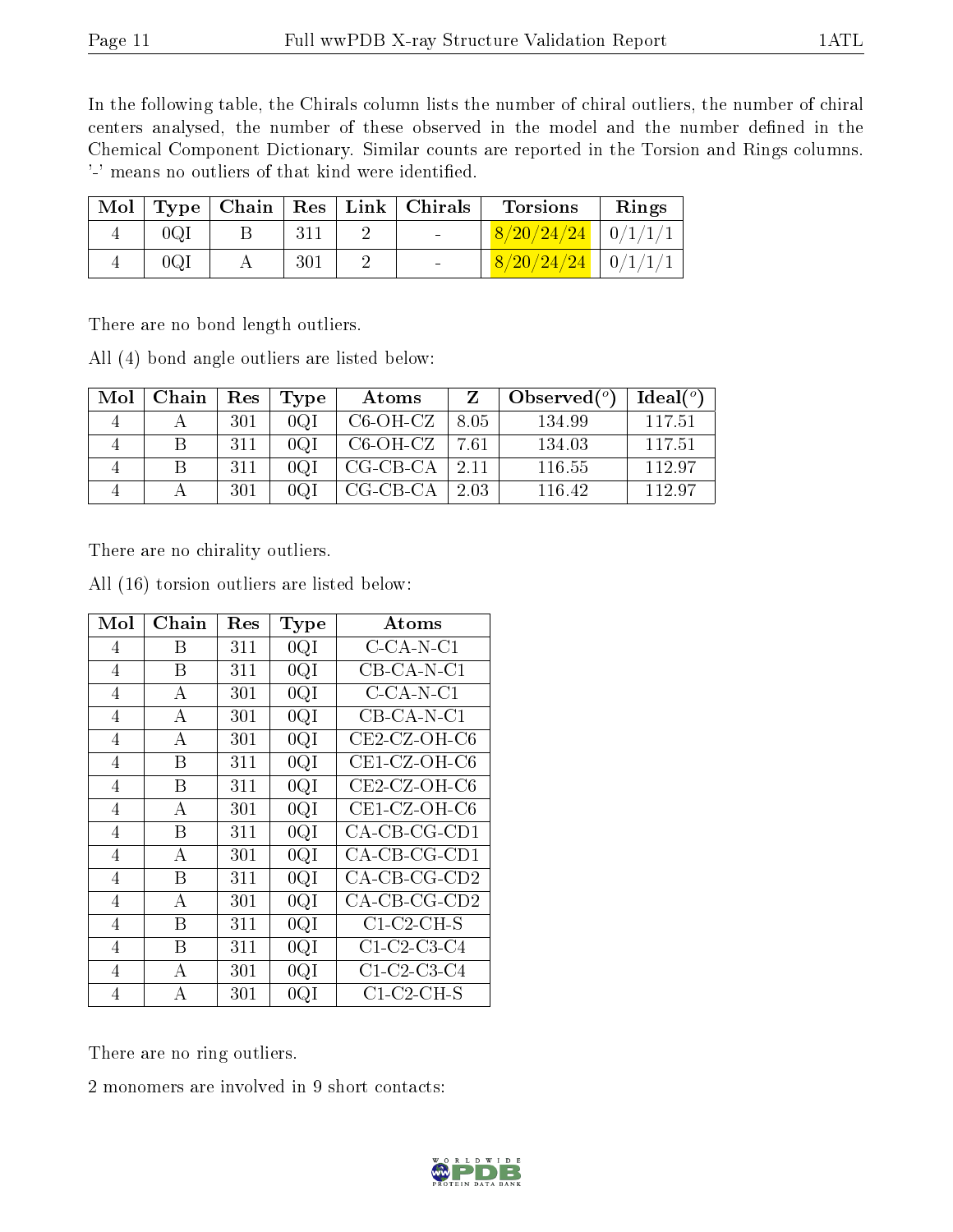In the following table, the Chirals column lists the number of chiral outliers, the number of chiral centers analysed, the number of these observed in the model and the number defined in the Chemical Component Dictionary. Similar counts are reported in the Torsion and Rings columns. '-' means no outliers of that kind were identified.

| Mol | Type | Chain | Res | Link | Chirals | Torsions | Rings |
|---|---|---|---|---|---|---|---|
| 4 | 0QI | B | 311 | 2 | - | 8/20/24/24 | 0/1/1/1 |
| 4 | 0QI | A | 301 | 2 | - | 8/20/24/24 | 0/1/1/1 |

There are no bond length outliers.

All (4) bond angle outliers are listed below:

| Mol | Chain | Res | Type | Atoms | Z | Observed(°) | Ideal(°) |
|---|---|---|---|---|---|---|---|
| 4 | A | 301 | 0QI | C6-OH-CZ | 8.05 | 134.99 | 117.51 |
| 4 | B | 311 | 0QI | C6-OH-CZ | 7.61 | 134.03 | 117.51 |
| 4 | B | 311 | 0QI | CG-CB-CA | 2.11 | 116.55 | 112.97 |
| 4 | A | 301 | 0QI | CG-CB-CA | 2.03 | 116.42 | 112.97 |

There are no chirality outliers.

All (16) torsion outliers are listed below:

| Mol | Chain | Res | Type | Atoms |
|---|---|---|---|---|
| 4 | B | 311 | 0QI | C-CA-N-C1 |
| 4 | B | 311 | 0QI | CB-CA-N-C1 |
| 4 | A | 301 | 0QI | C-CA-N-C1 |
| 4 | A | 301 | 0QI | CB-CA-N-C1 |
| 4 | A | 301 | 0QI | CE2-CZ-OH-C6 |
| 4 | B | 311 | 0QI | CE1-CZ-OH-C6 |
| 4 | B | 311 | 0QI | CE2-CZ-OH-C6 |
| 4 | A | 301 | 0QI | CE1-CZ-OH-C6 |
| 4 | B | 311 | 0QI | CA-CB-CG-CD1 |
| 4 | A | 301 | 0QI | CA-CB-CG-CD1 |
| 4 | B | 311 | 0QI | CA-CB-CG-CD2 |
| 4 | A | 301 | 0QI | CA-CB-CG-CD2 |
| 4 | B | 311 | 0QI | C1-C2-CH-S |
| 4 | B | 311 | 0QI | C1-C2-C3-C4 |
| 4 | A | 301 | 0QI | C1-C2-C3-C4 |
| 4 | A | 301 | 0QI | C1-C2-CH-S |

There are no ring outliers.

2 monomers are involved in 9 short contacts: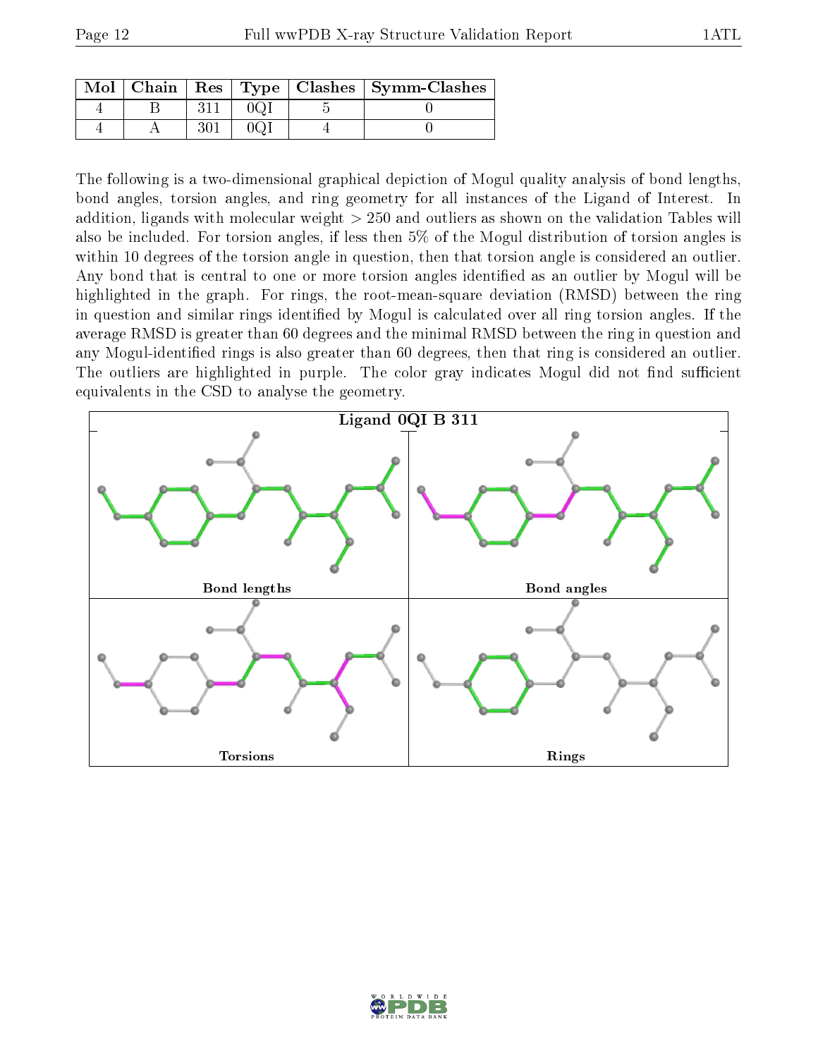| Mol | Chain | Res | Type | Clashes | Symm-Clashes |
|---|---|---|---|---|---|
| 4 | B | 311 | 0QI | 5 | 0 |
| 4 | A | 301 | 0QI | 4 | 0 |

The following is a two-dimensional graphical depiction of Mogul quality analysis of bond lengths, bond angles, torsion angles, and ring geometry for all instances of the Ligand of Interest. In addition, ligands with molecular weight > 250 and outliers as shown on the validation Tables will also be included. For torsion angles, if less then 5% of the Mogul distribution of torsion angles is within 10 degrees of the torsion angle in question, then that torsion angle is considered an outlier. Any bond that is central to one or more torsion angles identified as an outlier by Mogul will be highlighted in the graph. For rings, the root-mean-square deviation (RMSD) between the ring in question and similar rings identified by Mogul is calculated over all ring torsion angles. If the average RMSD is greater than 60 degrees and the minimal RMSD between the ring in question and any Mogul-identified rings is also greater than 60 degrees, then that ring is considered an outlier. The outliers are highlighted in purple. The color gray indicates Mogul did not find sufficient equivalents in the CSD to analyse the geometry.

Ligand 0QI B 311

Bond lengths

Bond angles

Torsions

Rings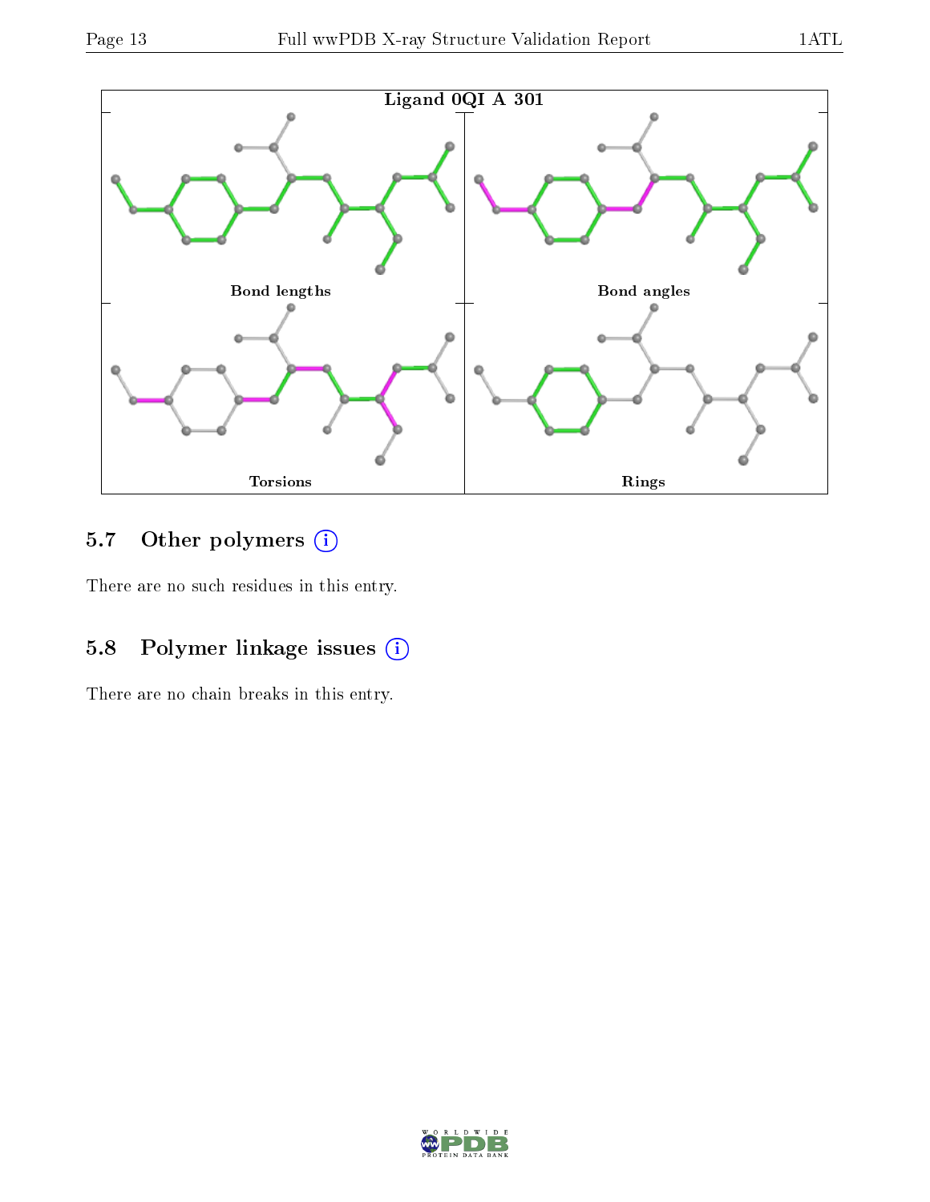Ligand 0QI A 301

Bond lengths

Bond angles

Torsions

Rings

## 5.7 Other polymers (i)

There are no such residues in this entry.

## 5.8 Polymer linkage issues (i)

There are no chain breaks in this entry.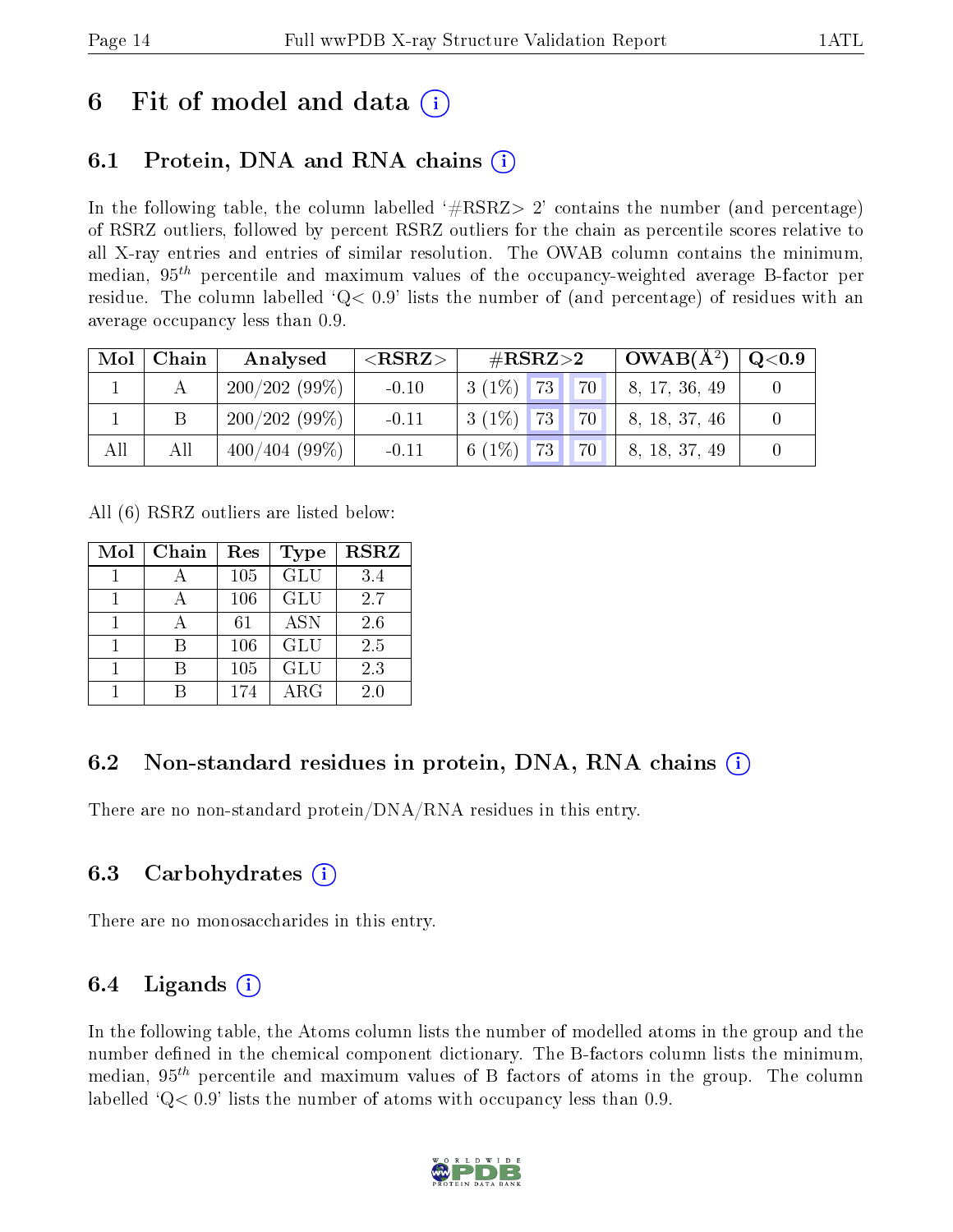# 6 Fit of model and data (i)

## 6.1 Protein, DNA and RNA chains (i)

In the following table, the column labelled '#RSRZ> 2' contains the number (and percentage) of RSRZ outliers, followed by percent RSRZ outliers for the chain as percentile scores relative to all X-ray entries and entries of similar resolution. The OWAB column contains the minimum, median, $95^{th}$ percentile and maximum values of the occupancy-weighted average B-factor per residue. The column labelled 'Q< 0.9' lists the number of (and percentage) of residues with an average occupancy less than 0.9.

| Mol | Chain | Analysed | <RSRZ> | #RSRZ>2 | | | OWAB(Å$^2$) | Q<0.9 |
|---|---|---|---|---|---|---|---|---|
| 1 | A | 200/202 (99%) | -0.10 | 3 (1%) | 73 | 70 | 8, 17, 36, 49 | 0 |
| 1 | B | 200/202 (99%) | -0.11 | 3 (1%) | 73 | 70 | 8, 18, 37, 46 | 0 |
| All | All | 400/404 (99%) | -0.11 | 6 (1%) | 73 | 70 | 8, 18, 37, 49 | 0 |

All (6) RSRZ outliers are listed below:

| Mol | Chain | Res | Type | RSRZ |
|---|---|---|---|---|
| 1 | A | 105 | GLU | 3.4 |
| 1 | A | 106 | GLU | 2.7 |
| 1 | A | 61 | ASN | 2.6 |
| 1 | B | 106 | GLU | 2.5 |
| 1 | B | 105 | GLU | 2.3 |
| 1 | B | 174 | ARG | 2.0 |

## 6.2 Non-standard residues in protein, DNA, RNA chains (i)

There are no non-standard protein/DNA/RNA residues in this entry.

## 6.3 Carbohydrates (i)

There are no monosaccharides in this entry.

## 6.4 Ligands (i)

In the following table, the Atoms column lists the number of modelled atoms in the group and the number defined in the chemical component dictionary. The B-factors column lists the minimum, median, $95^{th}$ percentile and maximum values of B factors of atoms in the group. The column labelled 'Q< 0.9' lists the number of atoms with occupancy less than 0.9.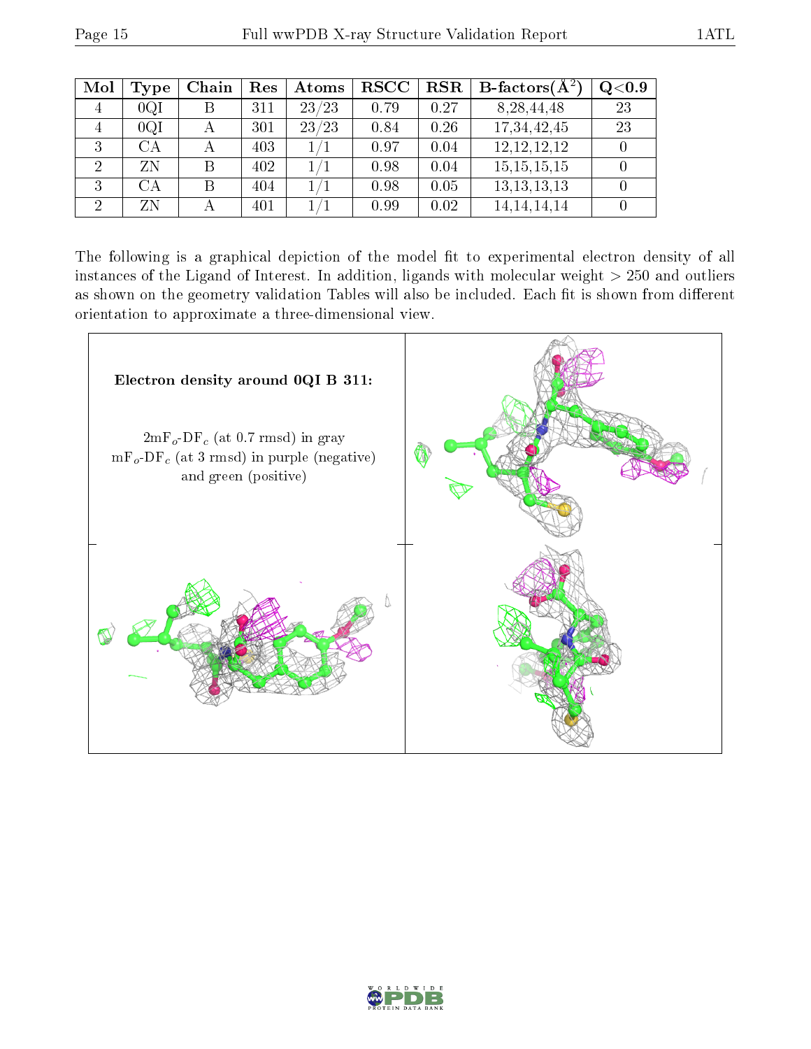| Mol | Type | Chain | Res | Atoms | RSCC | RSR | B-factors($Å^2$) | Q<0.9 |
|---|---|---|---|---|---|---|---|---|
| 4 | 0QI | B | 311 | 23/23 | 0.79 | 0.27 | 8,28,44,48 | 23 |
| 4 | 0QI | A | 301 | 23/23 | 0.84 | 0.26 | 17,34,42,45 | 23 |
| 3 | CA | A | 403 | 1/1 | 0.97 | 0.04 | 12,12,12,12 | 0 |
| 2 | ZN | B | 402 | 1/1 | 0.98 | 0.04 | 15,15,15,15 | 0 |
| 3 | CA | B | 404 | 1/1 | 0.98 | 0.05 | 13,13,13,13 | 0 |
| 2 | ZN | A | 401 | 1/1 | 0.99 | 0.02 | 14,14,14,14 | 0 |

The following is a graphical depiction of the model fit to experimental electron density of all instances of the Ligand of Interest. In addition, ligands with molecular weight > 250 and outliers as shown on the geometry validation Tables will also be included. Each fit is shown from different orientation to approximate a three-dimensional view.

**Electron density around 0QI B 311:**

$2mF_o$-$DF_c$ (at 0.7 rmsd) in gray
$mF_o$-$DF_c$ (at 3 rmsd) in purple (negative)
and green (positive)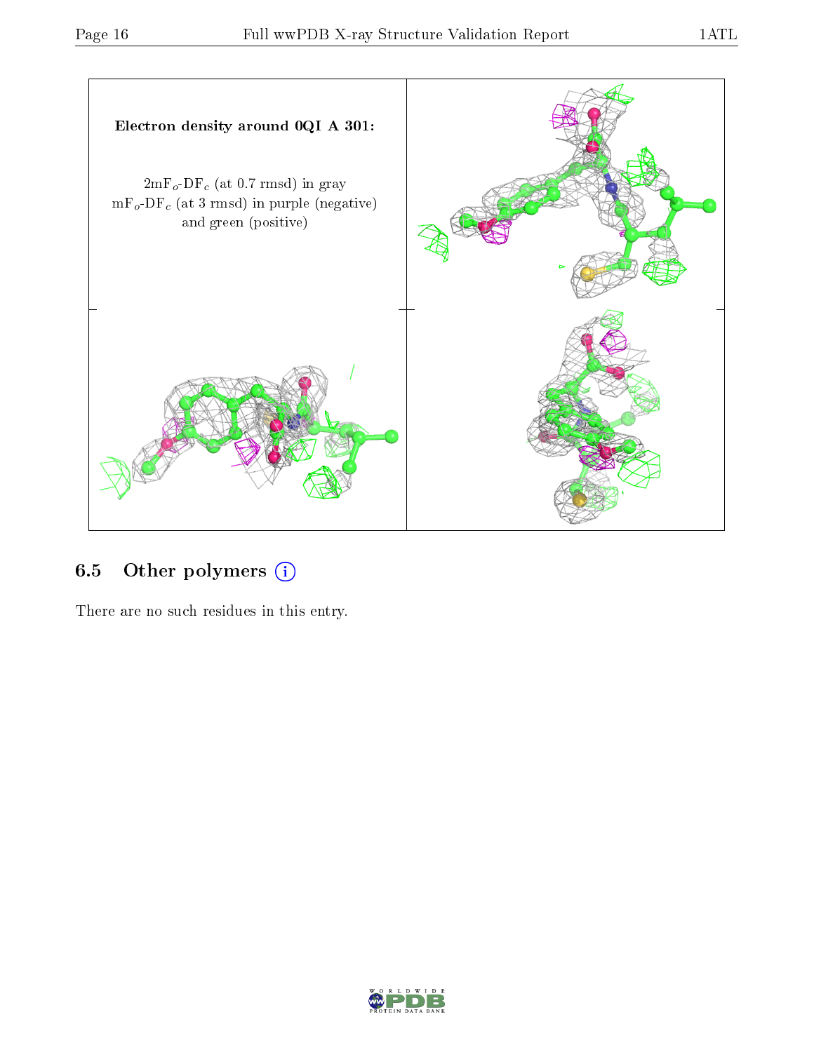**Electron density around 0QI A 301:**

$2mF_o$-$DF_c$ (at 0.7 rmsd) in gray
$mF_o$-$DF_c$ (at 3 rmsd) in purple (negative)
and green (positive)

### 6.5 Other polymers

There are no such residues in this entry.